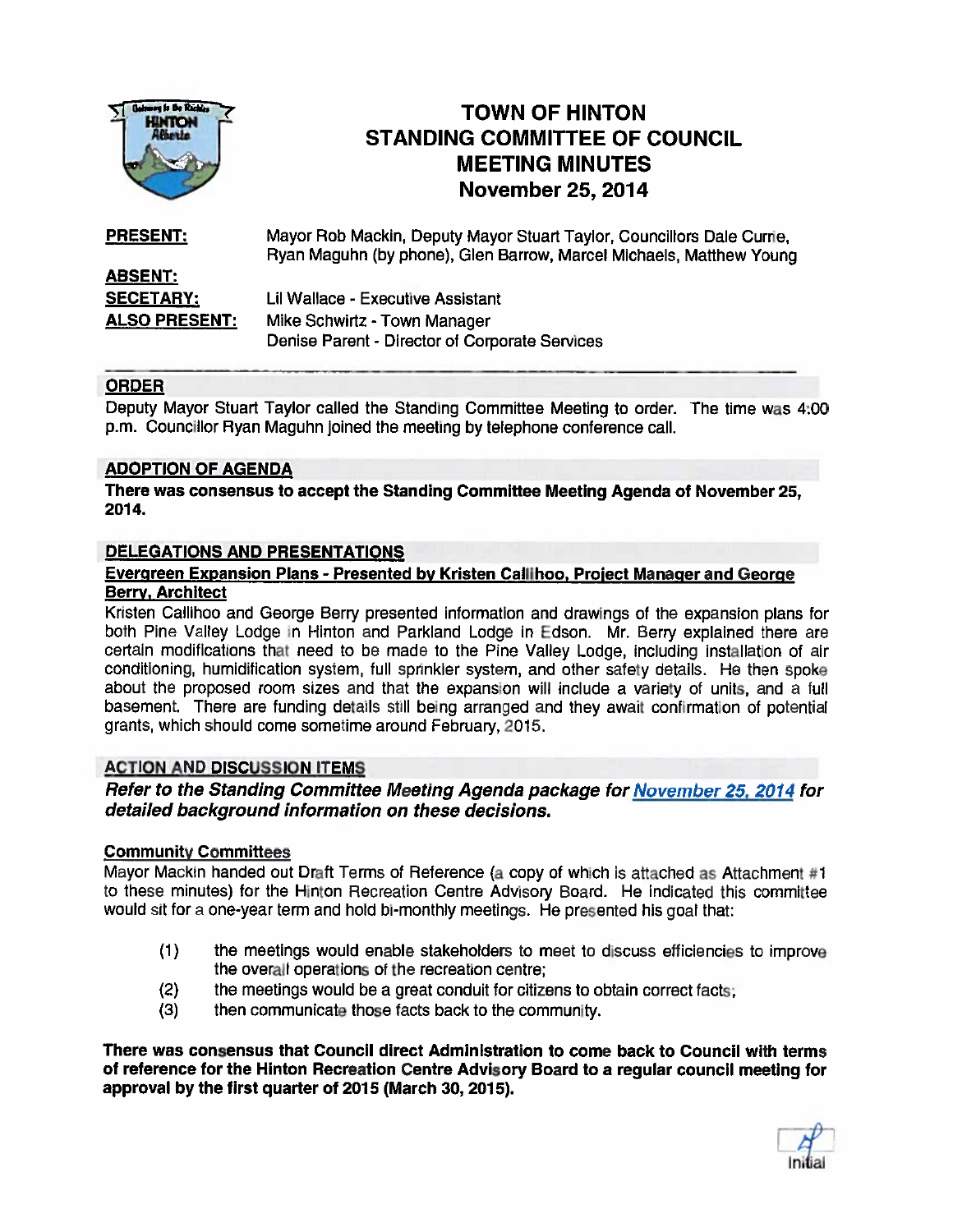# TOWN OF HINTON
# STANDING COMMITTEE OF COUNCIL
# MEETING MINUTES
# November 25, 2014

**PRESENT:** Mayor Rob Mackin, Deputy Mayor Stuart Taylor, Councillors Dale Currie, Ryan Maguhn (by phone), Glen Barrow, Marcel Michaels, Matthew Young

**ABSENT:**

**SECETARY:** Lil Wallace - Executive Assistant

**ALSO PRESENT:** Mike Schwirtz - Town Manager
Denise Parent - Director of Corporate Services

---

## ORDER

Deputy Mayor Stuart Taylor called the Standing Committee Meeting to order. The time was 4:00 p.m. Councillor Ryan Maguhn joined the meeting by telephone conference call.

## ADOPTION OF AGENDA

**There was consensus to accept the Standing Committee Meeting Agenda of November 25, 2014.**

## DELEGATIONS AND PRESENTATIONS

### Evergreen Expansion Plans - Presented by Kristen Callihoo, Project Manager and George Berry, Architect

Kristen Callihoo and George Berry presented information and drawings of the expansion plans for both Pine Valley Lodge in Hinton and Parkland Lodge in Edson. Mr. Berry explained there are certain modifications that need to be made to the Pine Valley Lodge, including installation of air conditioning, humidification system, full sprinkler system, and other safety details. He then spoke about the proposed room sizes and that the expansion will include a variety of units, and a full basement. There are funding details still being arranged and they await confirmation of potential grants, which should come sometime around February, 2015.

## ACTION AND DISCUSSION ITEMS

***Refer to the Standing Committee Meeting Agenda package for November 25, 2014 for detailed background information on these decisions.***

### Community Committees

Mayor Mackin handed out Draft Terms of Reference (a copy of which is attached as Attachment #1 to these minutes) for the Hinton Recreation Centre Advisory Board. He indicated this committee would sit for a one-year term and hold bi-monthly meetings. He presented his goal that:

(1) the meetings would enable stakeholders to meet to discuss efficiencies to improve the overall operations of the recreation centre;
(2) the meetings would be a great conduit for citizens to obtain correct facts;
(3) then communicate those facts back to the community.

**There was consensus that Council direct Administration to come back to Council with terms of reference for the Hinton Recreation Centre Advisory Board to a regular council meeting for approval by the first quarter of 2015 (March 30, 2015).**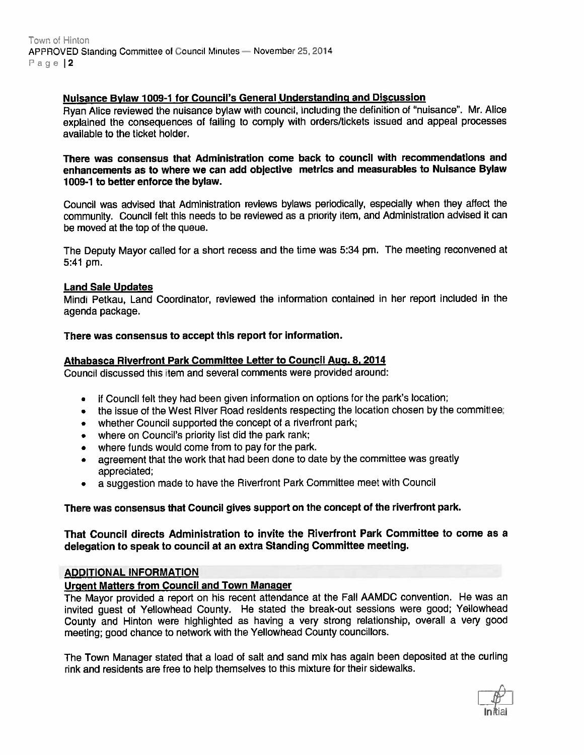**Nuisance Bylaw 1009-1 for Council's General Understanding and Discussion**

Ryan Alice reviewed the nuisance bylaw with council, including the definition of "nuisance". Mr. Alice explained the consequences of failing to comply with orders/tickets issued and appeal processes available to the ticket holder.

**There was consensus that Administration come back to council with recommendations and enhancements as to where we can add objective metrics and measurables to Nuisance Bylaw 1009-1 to better enforce the bylaw.**

Council was advised that Administration reviews bylaws periodically, especially when they affect the community. Council felt this needs to be reviewed as a priority item, and Administration advised it can be moved at the top of the queue.

The Deputy Mayor called for a short recess and the time was 5:34 pm. The meeting reconvened at 5:41 pm.

**Land Sale Updates**

Mindi Petkau, Land Coordinator, reviewed the information contained in her report included in the agenda package.

**There was consensus to accept this report for information.**

**Athabasca Riverfront Park Committee Letter to Council Aug. 8, 2014**

Council discussed this item and several comments were provided around:

- if Council felt they had been given information on options for the park's location;
- the issue of the West River Road residents respecting the location chosen by the committee;
- whether Council supported the concept of a riverfront park;
- where on Council's priority list did the park rank;
- where funds would come from to pay for the park.
- agreement that the work that had been done to date by the committee was greatly appreciated;
- a suggestion made to have the Riverfront Park Committee meet with Council

**There was consensus that Council gives support on the concept of the riverfront park.**

**That Council directs Administration to invite the Riverfront Park Committee to come as a delegation to speak to council at an extra Standing Committee meeting.**

## ADDITIONAL INFORMATION

**Urgent Matters from Council and Town Manager**

The Mayor provided a report on his recent attendance at the Fall AAMDC convention. He was an invited guest of Yellowhead County. He stated the break-out sessions were good; Yellowhead County and Hinton were highlighted as having a very strong relationship, overall a very good meeting; good chance to network with the Yellowhead County councillors.

The Town Manager stated that a load of salt and sand mix has again been deposited at the curling rink and residents are free to help themselves to this mixture for their sidewalks.

Initial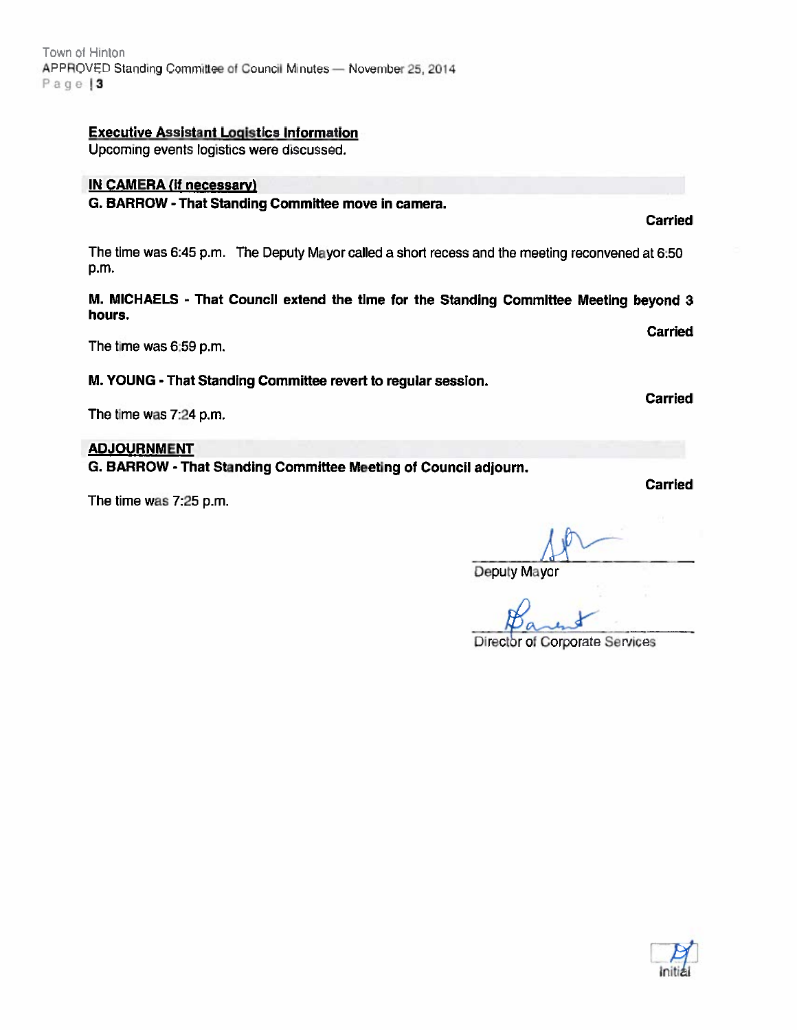### Executive Assistant Logistics Information

Upcoming events logistics were discussed.

### IN CAMERA (if necessary)

**G. BARROW - That Standing Committee move in camera.**

**Carried**

The time was 6:45 p.m. The Deputy Mayor called a short recess and the meeting reconvened at 6:50 p.m.

**M. MICHAELS - That Council extend the time for the Standing Committee Meeting beyond 3 hours.**

**Carried**

The time was 6:59 p.m.

**M. YOUNG - That Standing Committee revert to regular session.**

**Carried**

The time was 7:24 p.m.

### ADJOURNMENT

**G. BARROW - That Standing Committee Meeting of Council adjourn.**

**Carried**

The time was 7:25 p.m.

Deputy Mayor

Director of Corporate Services

Initial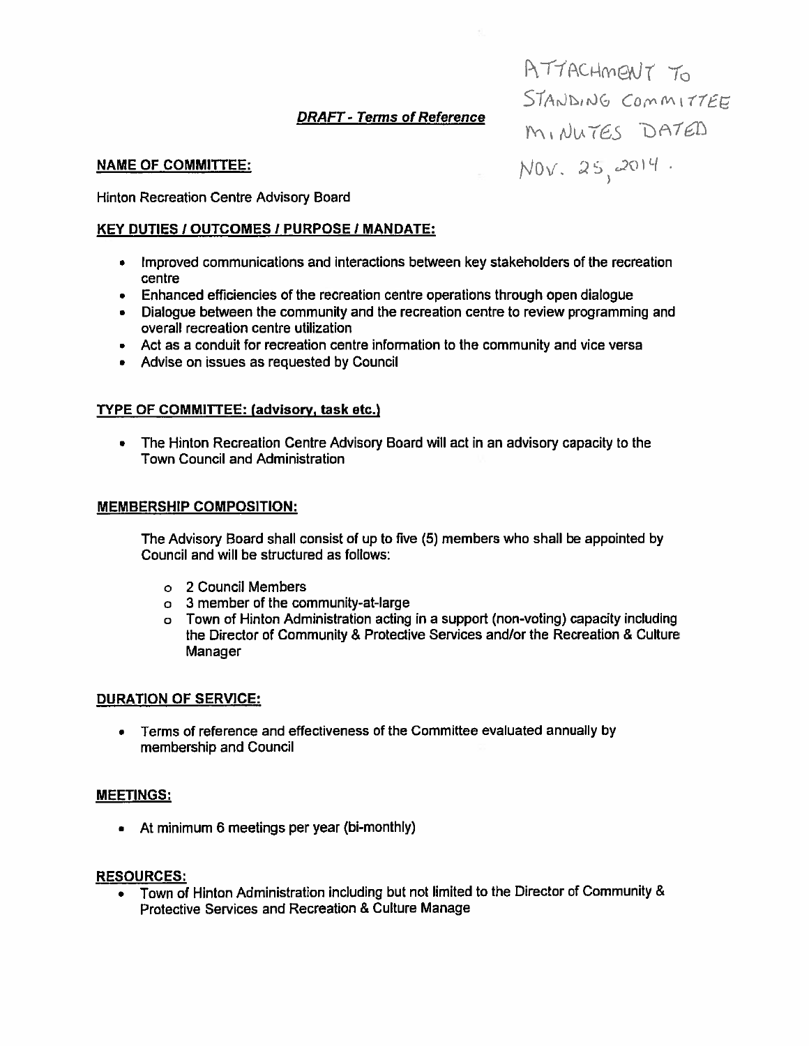ATTACHMENT TO
STANDING COMMITTEE
MINUTES DATED
NOV. 25, 2014.

***DRAFT - Terms of Reference***

**NAME OF COMMITTEE:**

Hinton Recreation Centre Advisory Board

**KEY DUTIES / OUTCOMES / PURPOSE / MANDATE:**

- Improved communications and interactions between key stakeholders of the recreation centre
- Enhanced efficiencies of the recreation centre operations through open dialogue
- Dialogue between the community and the recreation centre to review programming and overall recreation centre utilization
- Act as a conduit for recreation centre information to the community and vice versa
- Advise on issues as requested by Council

**TYPE OF COMMITTEE: (advisory, task etc.)**

- The Hinton Recreation Centre Advisory Board will act in an advisory capacity to the Town Council and Administration

**MEMBERSHIP COMPOSITION:**

The Advisory Board shall consist of up to five (5) members who shall be appointed by Council and will be structured as follows:

- 2 Council Members
- 3 member of the community-at-large
- Town of Hinton Administration acting in a support (non-voting) capacity including the Director of Community & Protective Services and/or the Recreation & Culture Manager

**DURATION OF SERVICE:**

- Terms of reference and effectiveness of the Committee evaluated annually by membership and Council

**MEETINGS:**

- At minimum 6 meetings per year (bi-monthly)

**RESOURCES:**

- Town of Hinton Administration including but not limited to the Director of Community & Protective Services and Recreation & Culture Manage